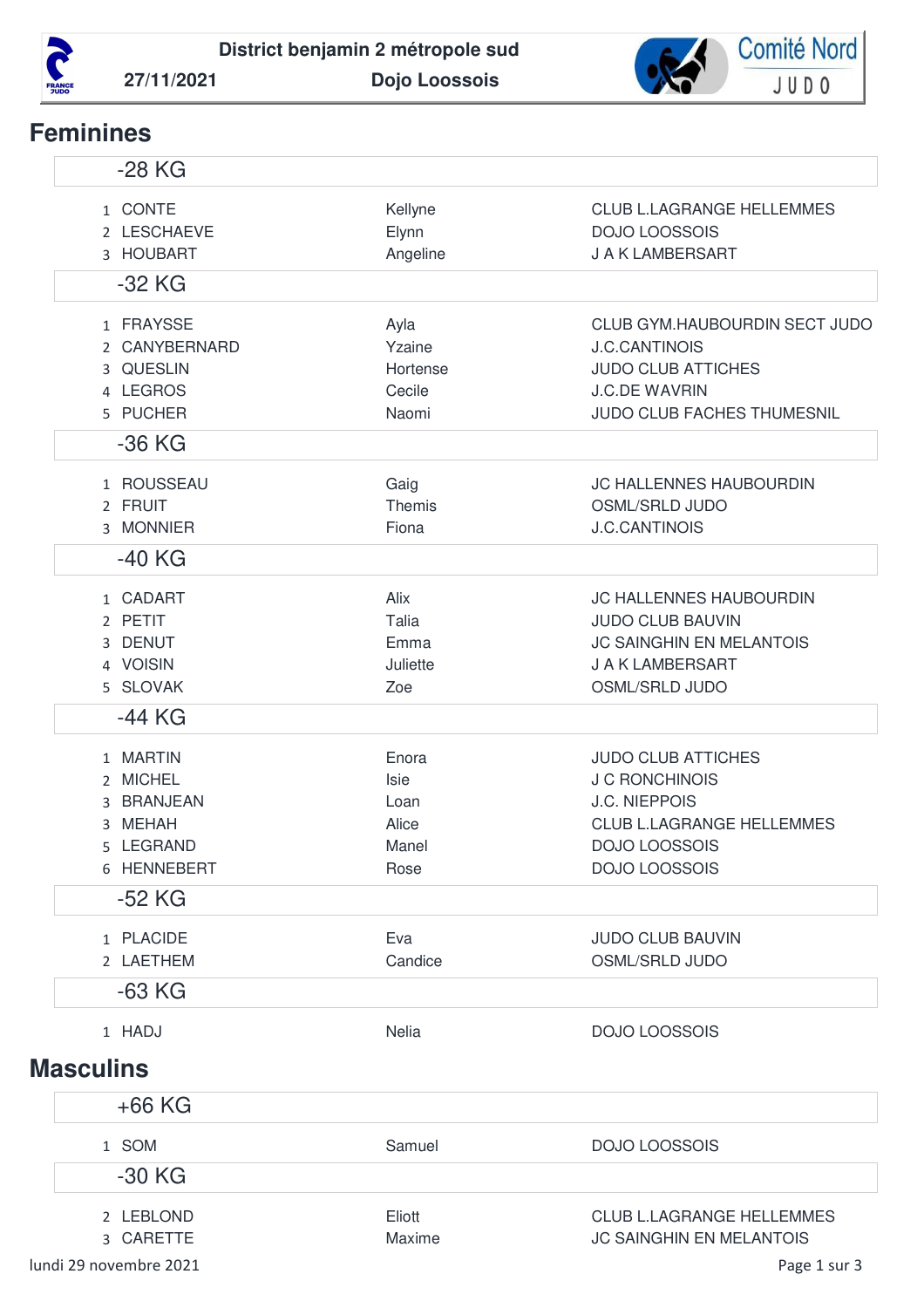District benjamin 2 métropole sud

27/11/2021 — Dojo Loossois

Comité Nord JUDO

## Feminines

### -28 KG

| | | | |
|---|---|---|---|
| 1 | CONTE | Kellyne | CLUB L.LAGRANGE HELLEMMES |
| 2 | LESCHAEVE | Elynn | DOJO LOOSSOIS |
| 3 | HOUBART | Angeline | J A K LAMBERSART |

### -32 KG

| | | | |
|---|---|---|---|
| 1 | FRAYSSE | Ayla | CLUB GYM.HAUBOURDIN SECT JUDO |
| 2 | CANYBERNARD | Yzaine | J.C.CANTINOIS |
| 3 | QUESLIN | Hortense | JUDO CLUB ATTICHES |
| 4 | LEGROS | Cecile | J.C.DE WAVRIN |
| 5 | PUCHER | Naomi | JUDO CLUB FACHES THUMESNIL |

### -36 KG

| | | | |
|---|---|---|---|
| 1 | ROUSSEAU | Gaig | JC HALLENNES HAUBOURDIN |
| 2 | FRUIT | Themis | OSML/SRLD JUDO |
| 3 | MONNIER | Fiona | J.C.CANTINOIS |

### -40 KG

| | | | |
|---|---|---|---|
| 1 | CADART | Alix | JC HALLENNES HAUBOURDIN |
| 2 | PETIT | Talia | JUDO CLUB BAUVIN |
| 3 | DENUT | Emma | JC SAINGHIN EN MELANTOIS |
| 4 | VOISIN | Juliette | J A K LAMBERSART |
| 5 | SLOVAK | Zoe | OSML/SRLD JUDO |

### -44 KG

| | | | |
|---|---|---|---|
| 1 | MARTIN | Enora | JUDO CLUB ATTICHES |
| 2 | MICHEL | Isie | J C RONCHINOIS |
| 3 | BRANJEAN | Loan | J.C. NIEPPOIS |
| 3 | MEHAH | Alice | CLUB L.LAGRANGE HELLEMMES |
| 5 | LEGRAND | Manel | DOJO LOOSSOIS |
| 6 | HENNEBERT | Rose | DOJO LOOSSOIS |

### -52 KG

| | | | |
|---|---|---|---|
| 1 | PLACIDE | Eva | JUDO CLUB BAUVIN |
| 2 | LAETHEM | Candice | OSML/SRLD JUDO |

### -63 KG

| | | | |
|---|---|---|---|
| 1 | HADJ | Nelia | DOJO LOOSSOIS |

## Masculins

### +66 KG

| | | | |
|---|---|---|---|
| 1 | SOM | Samuel | DOJO LOOSSOIS |

### -30 KG

| | | | |
|---|---|---|---|
| 2 | LEBLOND | Eliott | CLUB L.LAGRANGE HELLEMMES |
| 3 | CARETTE | Maxime | JC SAINGHIN EN MELANTOIS |

lundi 29 novembre 2021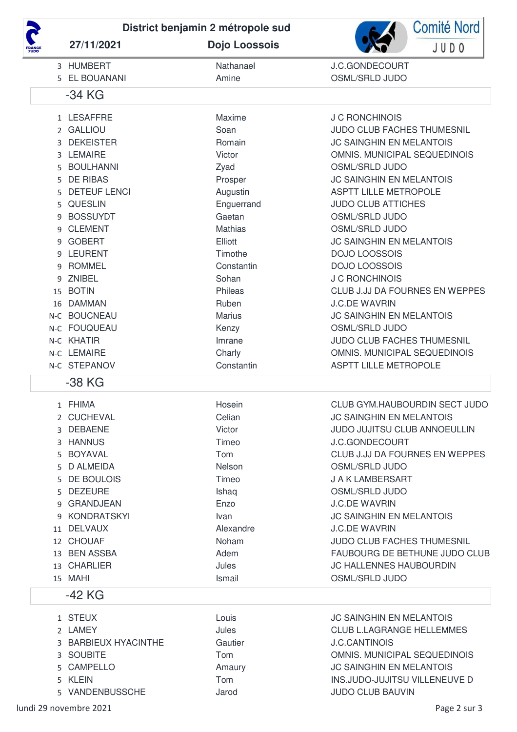District benjamin 2 métropole sud

27/11/2021 — Dojo Loossois

| | | | |
|---|---|---|---|
| 3 | HUMBERT | Nathanael | J.C.GONDECOURT |
| 5 | EL BOUANANI | Amine | OSML/SRLD JUDO |

## -34 KG

| | | | |
|---|---|---|---|
| 1 | LESAFFRE | Maxime | J C RONCHINOIS |
| 2 | GALLIOU | Soan | JUDO CLUB FACHES THUMESNIL |
| 3 | DEKEISTER | Romain | JC SAINGHIN EN MELANTOIS |
| 3 | LEMAIRE | Victor | OMNIS. MUNICIPAL SEQUEDINOIS |
| 5 | BOULHANNI | Zyad | OSML/SRLD JUDO |
| 5 | DE RIBAS | Prosper | JC SAINGHIN EN MELANTOIS |
| 5 | DETEUF LENCI | Augustin | ASPTT LILLE METROPOLE |
| 5 | QUESLIN | Enguerrand | JUDO CLUB ATTICHES |
| 9 | BOSSUYDT | Gaetan | OSML/SRLD JUDO |
| 9 | CLEMENT | Mathias | OSML/SRLD JUDO |
| 9 | GOBERT | Elliott | JC SAINGHIN EN MELANTOIS |
| 9 | LEURENT | Timothe | DOJO LOOSSOIS |
| 9 | ROMMEL | Constantin | DOJO LOOSSOIS |
| 9 | ZNIBEL | Sohan | J C RONCHINOIS |
| 15 | BOTIN | Phileas | CLUB J.JJ DA FOURNES EN WEPPES |
| 16 | DAMMAN | Ruben | J.C.DE WAVRIN |
| N-C | BOUCNEAU | Marius | JC SAINGHIN EN MELANTOIS |
| N-C | FOUQUEAU | Kenzy | OSML/SRLD JUDO |
| N-C | KHATIR | Imrane | JUDO CLUB FACHES THUMESNIL |
| N-C | LEMAIRE | Charly | OMNIS. MUNICIPAL SEQUEDINOIS |
| N-C | STEPANOV | Constantin | ASPTT LILLE METROPOLE |

## -38 KG

| | | | |
|---|---|---|---|
| 1 | FHIMA | Hosein | CLUB GYM.HAUBOURDIN SECT JUDO |
| 2 | CUCHEVAL | Celian | JC SAINGHIN EN MELANTOIS |
| 3 | DEBAENE | Victor | JUDO JUJITSU CLUB ANNOEULLIN |
| 3 | HANNUS | Timeo | J.C.GONDECOURT |
| 5 | BOYAVAL | Tom | CLUB J.JJ DA FOURNES EN WEPPES |
| 5 | D ALMEIDA | Nelson | OSML/SRLD JUDO |
| 5 | DE BOULOIS | Timeo | J A K LAMBERSART |
| 5 | DEZEURE | Ishaq | OSML/SRLD JUDO |
| 9 | GRANDJEAN | Enzo | J.C.DE WAVRIN |
| 9 | KONDRATSKYI | Ivan | JC SAINGHIN EN MELANTOIS |
| 11 | DELVAUX | Alexandre | J.C.DE WAVRIN |
| 12 | CHOUAF | Noham | JUDO CLUB FACHES THUMESNIL |
| 13 | BEN ASSBA | Adem | FAUBOURG DE BETHUNE JUDO CLUB |
| 13 | CHARLIER | Jules | JC HALLENNES HAUBOURDIN |
| 15 | MAHI | Ismail | OSML/SRLD JUDO |

## -42 KG

| | | | |
|---|---|---|---|
| 1 | STEUX | Louis | JC SAINGHIN EN MELANTOIS |
| 2 | LAMEY | Jules | CLUB L.LAGRANGE HELLEMMES |
| 3 | BARBIEUX HYACINTHE | Gautier | J.C.CANTINOIS |
| 3 | SOUBITE | Tom | OMNIS. MUNICIPAL SEQUEDINOIS |
| 5 | CAMPELLO | Amaury | JC SAINGHIN EN MELANTOIS |
| 5 | KLEIN | Tom | INS.JUDO-JUJITSU VILLENEUVE D |
| 5 | VANDENBUSSCHE | Jarod | JUDO CLUB BAUVIN |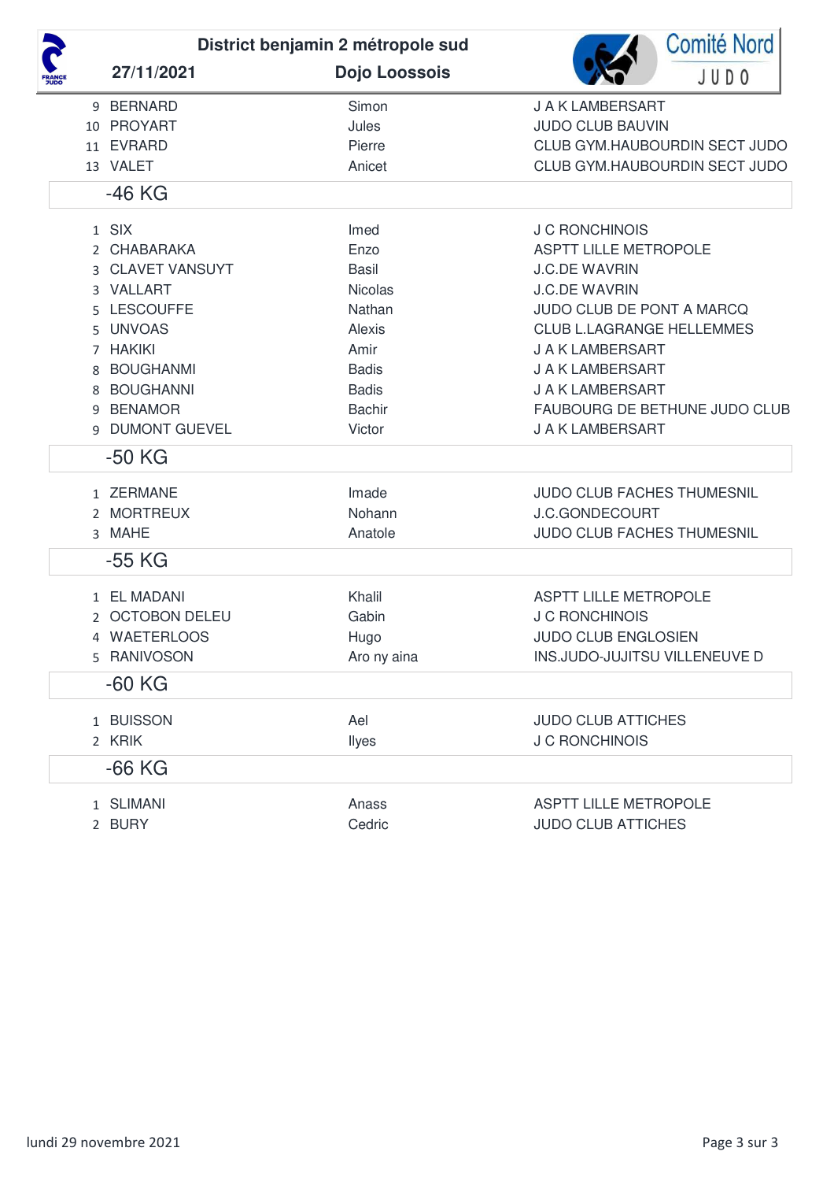District benjamin 2 métropole sud

27/11/2021 — Dojo Loossois

| | | | |
|---|---|---|---|
| 9 | BERNARD | Simon | J A K LAMBERSART |
| 10 | PROYART | Jules | JUDO CLUB BAUVIN |
| 11 | EVRARD | Pierre | CLUB GYM.HAUBOURDIN SECT JUDO |
| 13 | VALET | Anicet | CLUB GYM.HAUBOURDIN SECT JUDO |

## -46 KG

| | | | |
|---|---|---|---|
| 1 | SIX | Imed | J C RONCHINOIS |
| 2 | CHABARAKA | Enzo | ASPTT LILLE METROPOLE |
| 3 | CLAVET VANSUYT | Basil | J.C.DE WAVRIN |
| 3 | VALLART | Nicolas | J.C.DE WAVRIN |
| 5 | LESCOUFFE | Nathan | JUDO CLUB DE PONT A MARCQ |
| 5 | UNVOAS | Alexis | CLUB L.LAGRANGE HELLEMMES |
| 7 | HAKIKI | Amir | J A K LAMBERSART |
| 8 | BOUGHANMI | Badis | J A K LAMBERSART |
| 8 | BOUGHANNI | Badis | J A K LAMBERSART |
| 9 | BENAMOR | Bachir | FAUBOURG DE BETHUNE JUDO CLUB |
| 9 | DUMONT GUEVEL | Victor | J A K LAMBERSART |

## -50 KG

| | | | |
|---|---|---|---|
| 1 | ZERMANE | Imade | JUDO CLUB FACHES THUMESNIL |
| 2 | MORTREUX | Nohann | J.C.GONDECOURT |
| 3 | MAHE | Anatole | JUDO CLUB FACHES THUMESNIL |

## -55 KG

| | | | |
|---|---|---|---|
| 1 | EL MADANI | Khalil | ASPTT LILLE METROPOLE |
| 2 | OCTOBON DELEU | Gabin | J C RONCHINOIS |
| 4 | WAETERLOOS | Hugo | JUDO CLUB ENGLOSIEN |
| 5 | RANIVOSON | Aro ny aina | INS.JUDO-JUJITSU VILLENEUVE D |

## -60 KG

| | | | |
|---|---|---|---|
| 1 | BUISSON | Ael | JUDO CLUB ATTICHES |
| 2 | KRIK | Ilyes | J C RONCHINOIS |

## -66 KG

| | | | |
|---|---|---|---|
| 1 | SLIMANI | Anass | ASPTT LILLE METROPOLE |
| 2 | BURY | Cedric | JUDO CLUB ATTICHES |